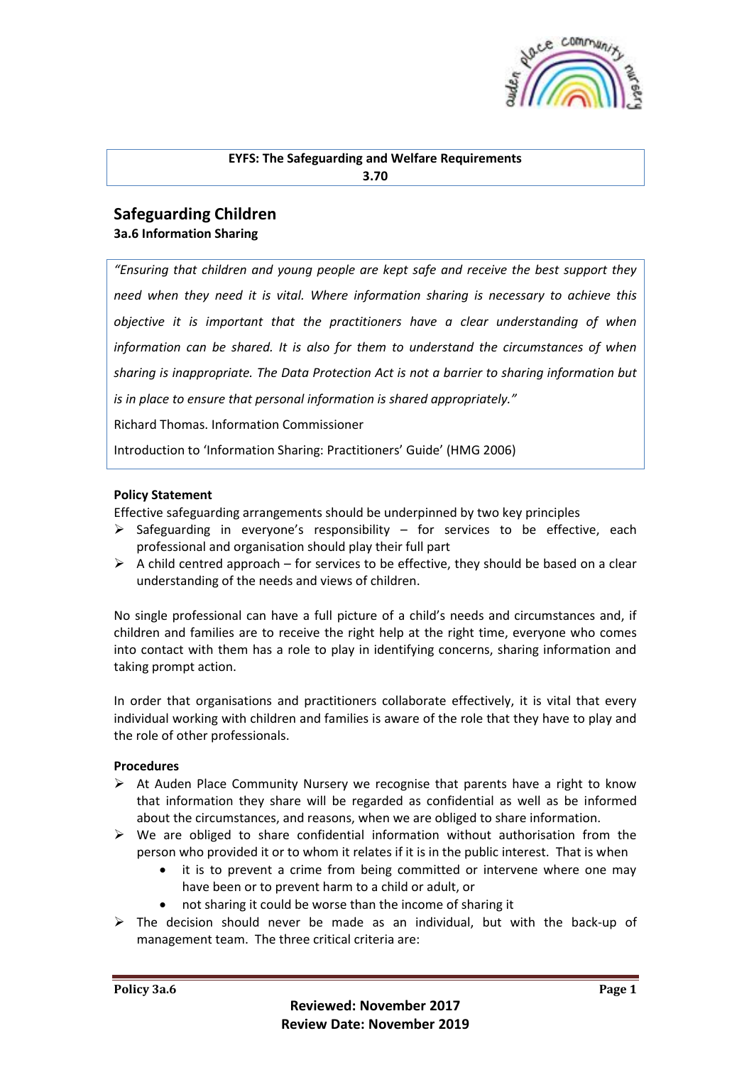**EYFS: The Safeguarding and Welfare Requirements**
**3.70**

# Safeguarding Children

## 3a.6 Information Sharing

> *"Ensuring that children and young people are kept safe and receive the best support they need when they need it is vital. Where information sharing is necessary to achieve this objective it is important that the practitioners have a clear understanding of when information can be shared. It is also for them to understand the circumstances of when sharing is inappropriate. The Data Protection Act is not a barrier to sharing information but is in place to ensure that personal information is shared appropriately."*
>
> Richard Thomas. Information Commissioner
>
> Introduction to 'Information Sharing: Practitioners' Guide' (HMG 2006)

**Policy Statement**

Effective safeguarding arrangements should be underpinned by two key principles

- Safeguarding in everyone's responsibility – for services to be effective, each professional and organisation should play their full part
- A child centred approach – for services to be effective, they should be based on a clear understanding of the needs and views of children.

No single professional can have a full picture of a child's needs and circumstances and, if children and families are to receive the right help at the right time, everyone who comes into contact with them has a role to play in identifying concerns, sharing information and taking prompt action.

In order that organisations and practitioners collaborate effectively, it is vital that every individual working with children and families is aware of the role that they have to play and the role of other professionals.

**Procedures**

- At Auden Place Community Nursery we recognise that parents have a right to know that information they share will be regarded as confidential as well as be informed about the circumstances, and reasons, when we are obliged to share information.
- We are obliged to share confidential information without authorisation from the person who provided it or to whom it relates if it is in the public interest. That is when
  - it is to prevent a crime from being committed or intervene where one may have been or to prevent harm to a child or adult, or
  - not sharing it could be worse than the income of sharing it
- The decision should never be made as an individual, but with the back-up of management team. The three critical criteria are:

Reviewed: November 2017
Review Date: November 2019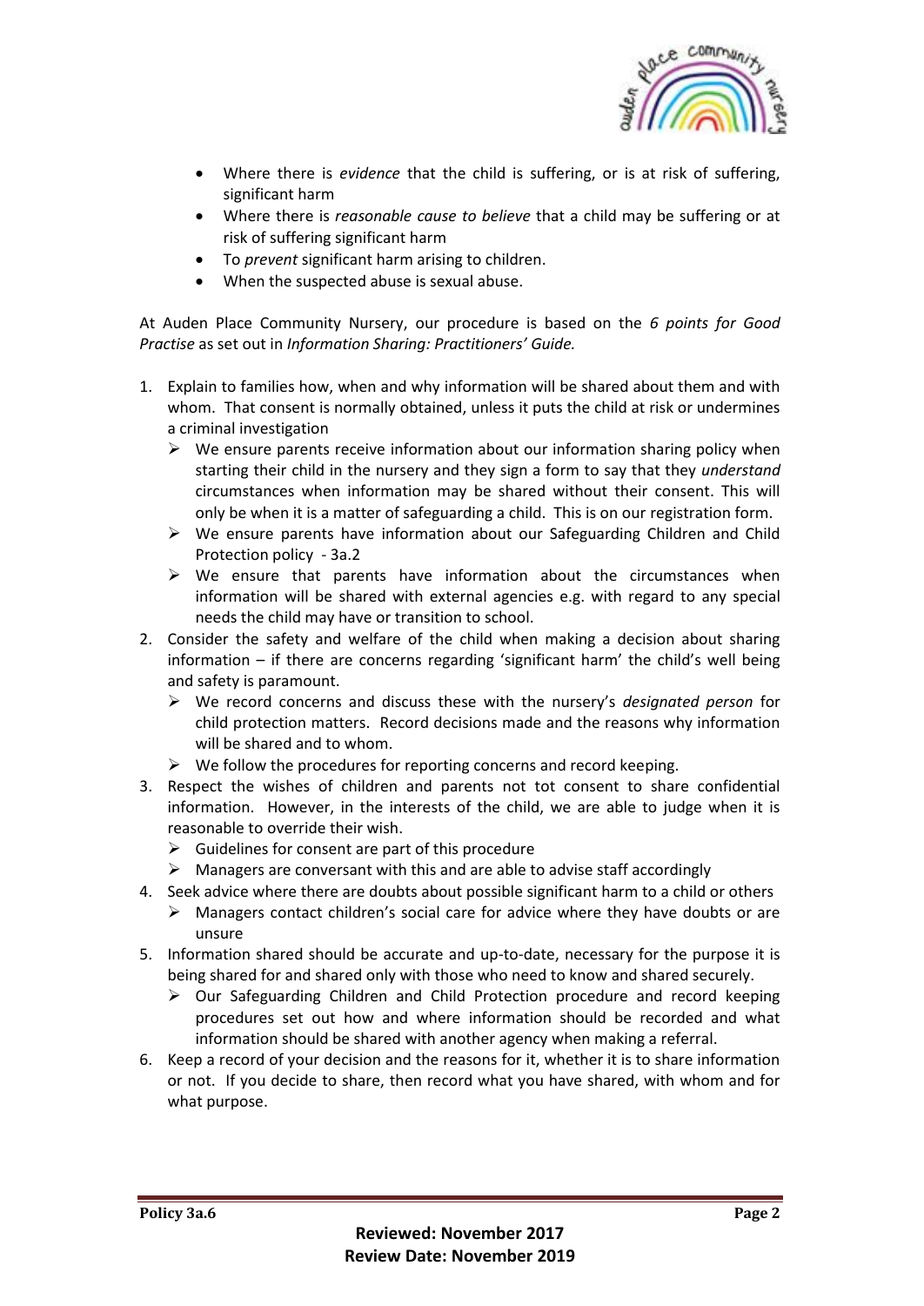- Where there is *evidence* that the child is suffering, or is at risk of suffering, significant harm
- Where there is *reasonable cause to believe* that a child may be suffering or at risk of suffering significant harm
- To *prevent* significant harm arising to children.
- When the suspected abuse is sexual abuse.

At Auden Place Community Nursery, our procedure is based on the *6 points for Good Practise* as set out in *Information Sharing: Practitioners' Guide.*

1. Explain to families how, when and why information will be shared about them and with whom. That consent is normally obtained, unless it puts the child at risk or undermines a criminal investigation
   - ➢ We ensure parents receive information about our information sharing policy when starting their child in the nursery and they sign a form to say that they *understand* circumstances when information may be shared without their consent. This will only be when it is a matter of safeguarding a child. This is on our registration form.
   - ➢ We ensure parents have information about our Safeguarding Children and Child Protection policy - 3a.2
   - ➢ We ensure that parents have information about the circumstances when information will be shared with external agencies e.g. with regard to any special needs the child may have or transition to school.
2. Consider the safety and welfare of the child when making a decision about sharing information – if there are concerns regarding 'significant harm' the child's well being and safety is paramount.
   - ➢ We record concerns and discuss these with the nursery's *designated person* for child protection matters. Record decisions made and the reasons why information will be shared and to whom.
   - ➢ We follow the procedures for reporting concerns and record keeping.
3. Respect the wishes of children and parents not tot consent to share confidential information. However, in the interests of the child, we are able to judge when it is reasonable to override their wish.
   - ➢ Guidelines for consent are part of this procedure
   - ➢ Managers are conversant with this and are able to advise staff accordingly
4. Seek advice where there are doubts about possible significant harm to a child or others
   - ➢ Managers contact children's social care for advice where they have doubts or are unsure
5. Information shared should be accurate and up-to-date, necessary for the purpose it is being shared for and shared only with those who need to know and shared securely.
   - ➢ Our Safeguarding Children and Child Protection procedure and record keeping procedures set out how and where information should be recorded and what information should be shared with another agency when making a referral.
6. Keep a record of your decision and the reasons for it, whether it is to share information or not. If you decide to share, then record what you have shared, with whom and for what purpose.

**Policy 3a.6**

**Reviewed: November 2017**
**Review Date: November 2019**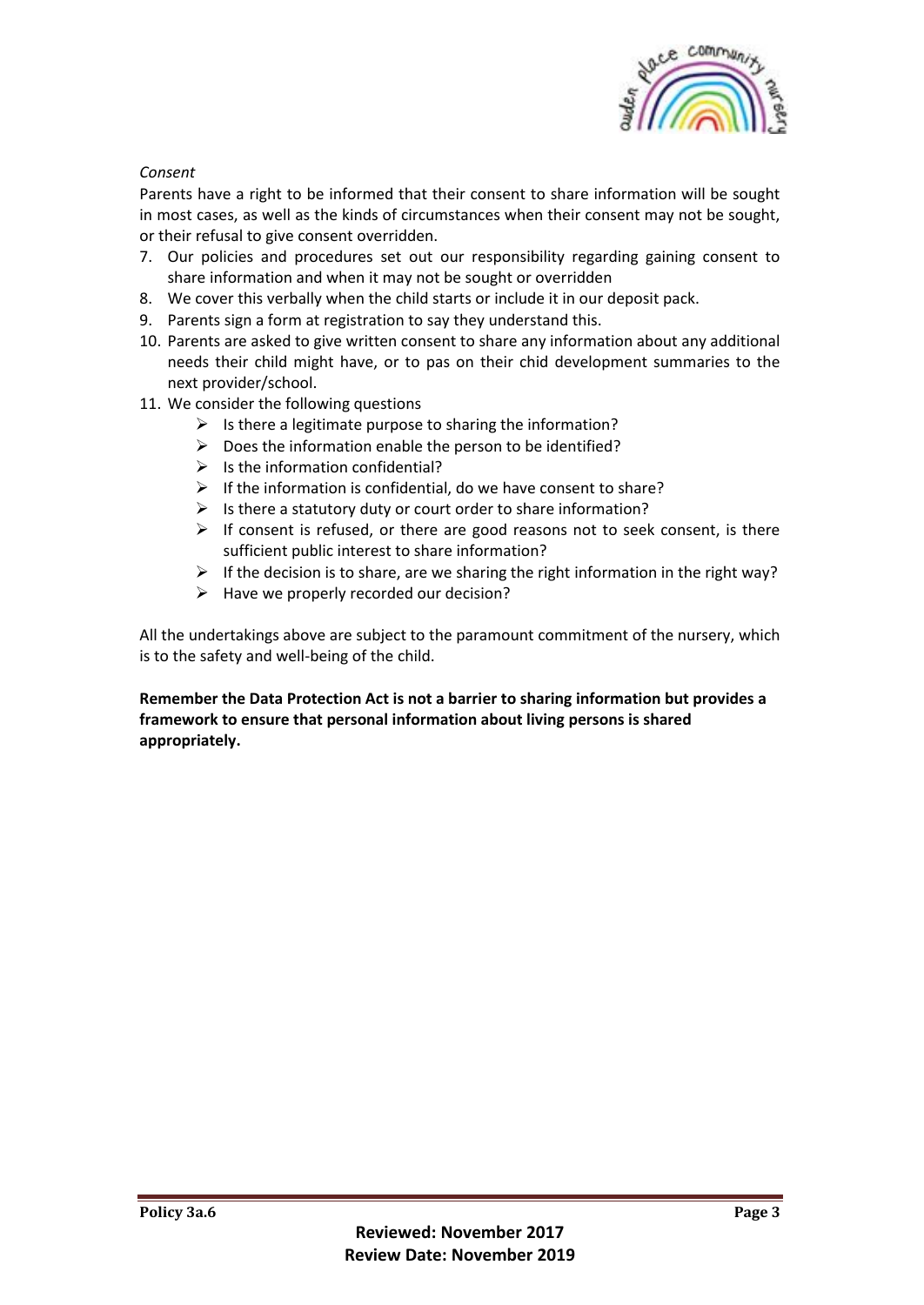*Consent*

Parents have a right to be informed that their consent to share information will be sought in most cases, as well as the kinds of circumstances when their consent may not be sought, or their refusal to give consent overridden.

7. Our policies and procedures set out our responsibility regarding gaining consent to share information and when it may not be sought or overridden
8. We cover this verbally when the child starts or include it in our deposit pack.
9. Parents sign a form at registration to say they understand this.
10. Parents are asked to give written consent to share any information about any additional needs their child might have, or to pas on their chid development summaries to the next provider/school.
11. We consider the following questions
    - Is there a legitimate purpose to sharing the information?
    - Does the information enable the person to be identified?
    - Is the information confidential?
    - If the information is confidential, do we have consent to share?
    - Is there a statutory duty or court order to share information?
    - If consent is refused, or there are good reasons not to seek consent, is there sufficient public interest to share information?
    - If the decision is to share, are we sharing the right information in the right way?
    - Have we properly recorded our decision?

All the undertakings above are subject to the paramount commitment of the nursery, which is to the safety and well-being of the child.

**Remember the Data Protection Act is not a barrier to sharing information but provides a framework to ensure that personal information about living persons is shared appropriately.**

**Reviewed: November 2017**
**Review Date: November 2019**